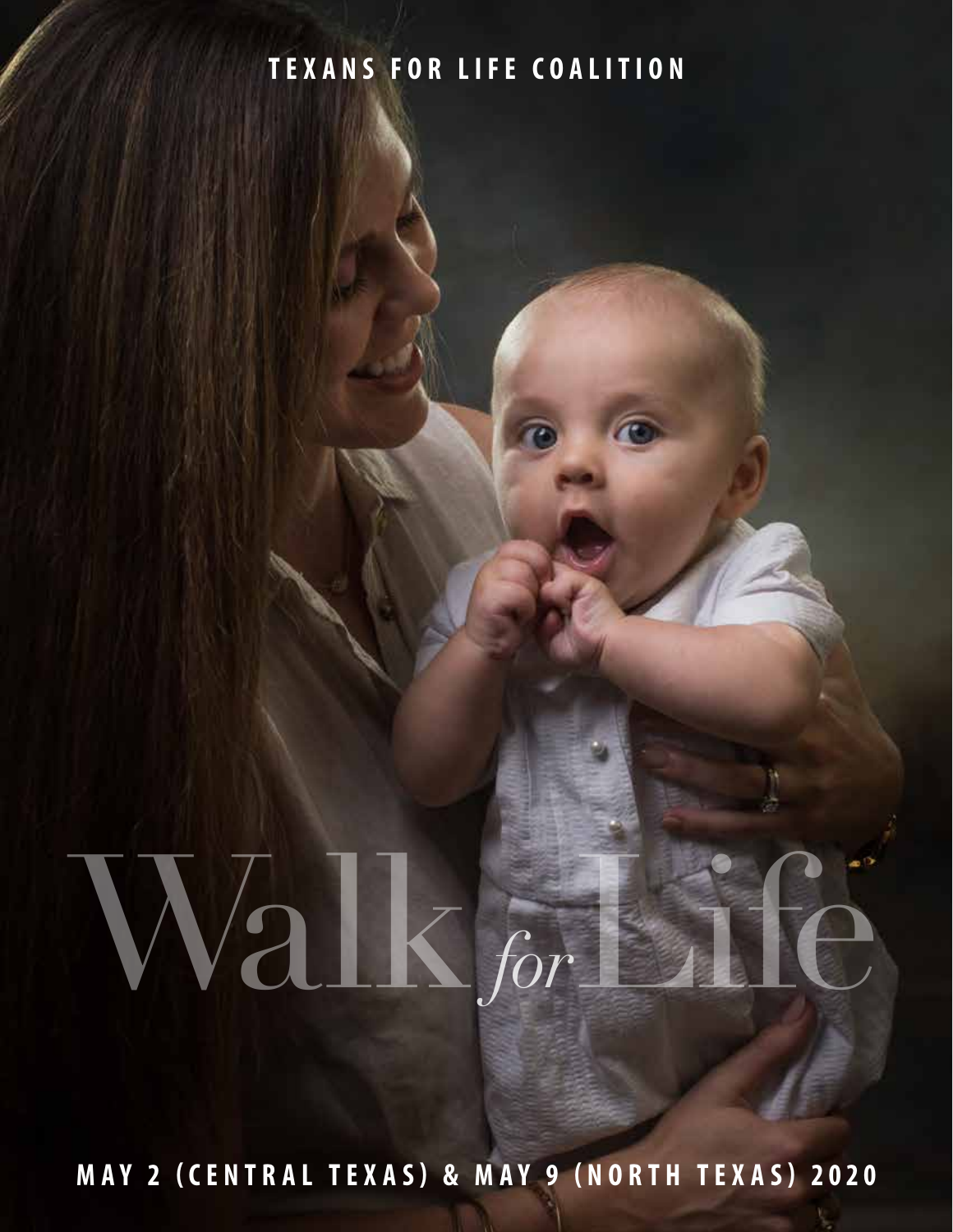TEXANS FOR LIFE COALITION

# Walk *for* Life

MAY 2 (CENTRAL TEXAS) & MAY 9 (NORTH TEXAS) 2020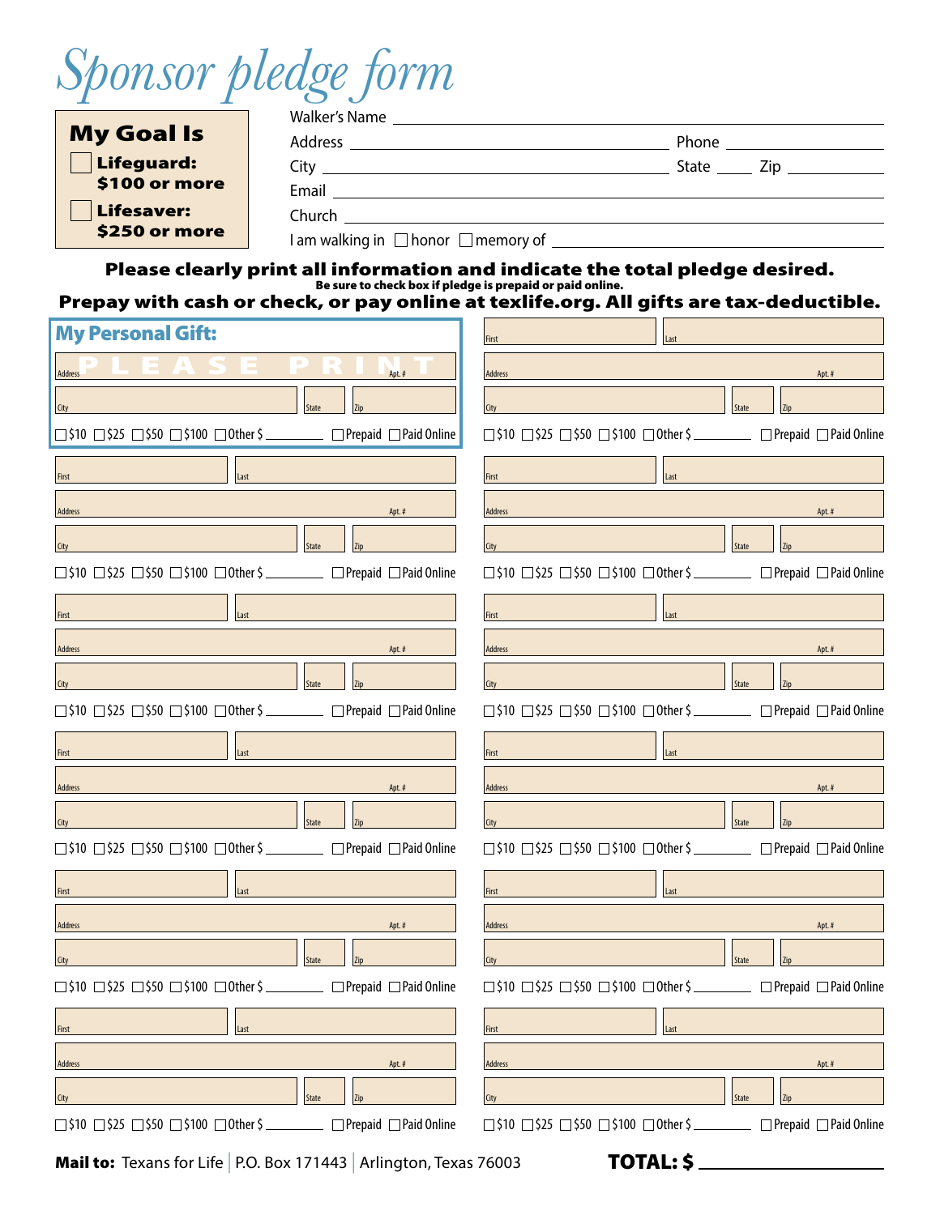# Sponsor pledge form

**My Goal Is**

- ☐ **Lifeguard: $100 or more**
- ☐ **Lifesaver: $250 or more**

Walker's Name ____________________

Address ____________________ Phone ____________________

City ____________________ State ______ Zip ____________

Email ____________________

Church ____________________

I am walking in ☐ honor ☐ memory of ____________________

**Please clearly print all information and indicate the total pledge desired.**

**Be sure to check box if pledge is prepaid or paid online.**

**Prepay with cash or check, or pay online at texlife.org. All gifts are tax-deductible.**

## My Personal Gift:

PLEASE PRINT

Address ____________________ Apt. # ______

City ____________________ State ______ Zip ______

☐ $10 ☐ $25 ☐ $50 ☐ $100 ☐ Other $ ________ ☐ Prepaid ☐ Paid Online

---

First ______________ Last ______________

Address ____________________ Apt. # ______

City ____________________ State ______ Zip ______

☐ $10 ☐ $25 ☐ $50 ☐ $100 ☐ Other $ ________ ☐ Prepaid ☐ Paid Online

---

First ______________ Last ______________

Address ____________________ Apt. # ______

City ____________________ State ______ Zip ______

☐ $10 ☐ $25 ☐ $50 ☐ $100 ☐ Other $ ________ ☐ Prepaid ☐ Paid Online

---

First ______________ Last ______________

Address ____________________ Apt. # ______

City ____________________ State ______ Zip ______

☐ $10 ☐ $25 ☐ $50 ☐ $100 ☐ Other $ ________ ☐ Prepaid ☐ Paid Online

---

First ______________ Last ______________

Address ____________________ Apt. # ______

City ____________________ State ______ Zip ______

☐ $10 ☐ $25 ☐ $50 ☐ $100 ☐ Other $ ________ ☐ Prepaid ☐ Paid Online

---

First ______________ Last ______________

Address ____________________ Apt. # ______

City ____________________ State ______ Zip ______

☐ $10 ☐ $25 ☐ $50 ☐ $100 ☐ Other $ ________ ☐ Prepaid ☐ Paid Online

---

First ______________ Last ______________

Address ____________________ Apt. # ______

City ____________________ State ______ Zip ______

☐ $10 ☐ $25 ☐ $50 ☐ $100 ☐ Other $ ________ ☐ Prepaid ☐ Paid Online

---

First ______________ Last ______________

Address ____________________ Apt. # ______

City ____________________ State ______ Zip ______

☐ $10 ☐ $25 ☐ $50 ☐ $100 ☐ Other $ ________ ☐ Prepaid ☐ Paid Online

---

First ______________ Last ______________

Address ____________________ Apt. # ______

City ____________________ State ______ Zip ______

☐ $10 ☐ $25 ☐ $50 ☐ $100 ☐ Other $ ________ ☐ Prepaid ☐ Paid Online

---

First ______________ Last ______________

Address ____________________ Apt. # ______

City ____________________ State ______ Zip ______

☐ $10 ☐ $25 ☐ $50 ☐ $100 ☐ Other $ ________ ☐ Prepaid ☐ Paid Online

---

First ______________ Last ______________

Address ____________________ Apt. # ______

City ____________________ State ______ Zip ______

☐ $10 ☐ $25 ☐ $50 ☐ $100 ☐ Other $ ________ ☐ Prepaid ☐ Paid Online

---

First ______________ Last ______________

Address ____________________ Apt. # ______

City ____________________ State ______ Zip ______

☐ $10 ☐ $25 ☐ $50 ☐ $100 ☐ Other $ ________ ☐ Prepaid ☐ Paid Online

---

**Mail to:** Texans for Life | P.O. Box 171443 | Arlington, Texas 76003

**TOTAL: $** ____________________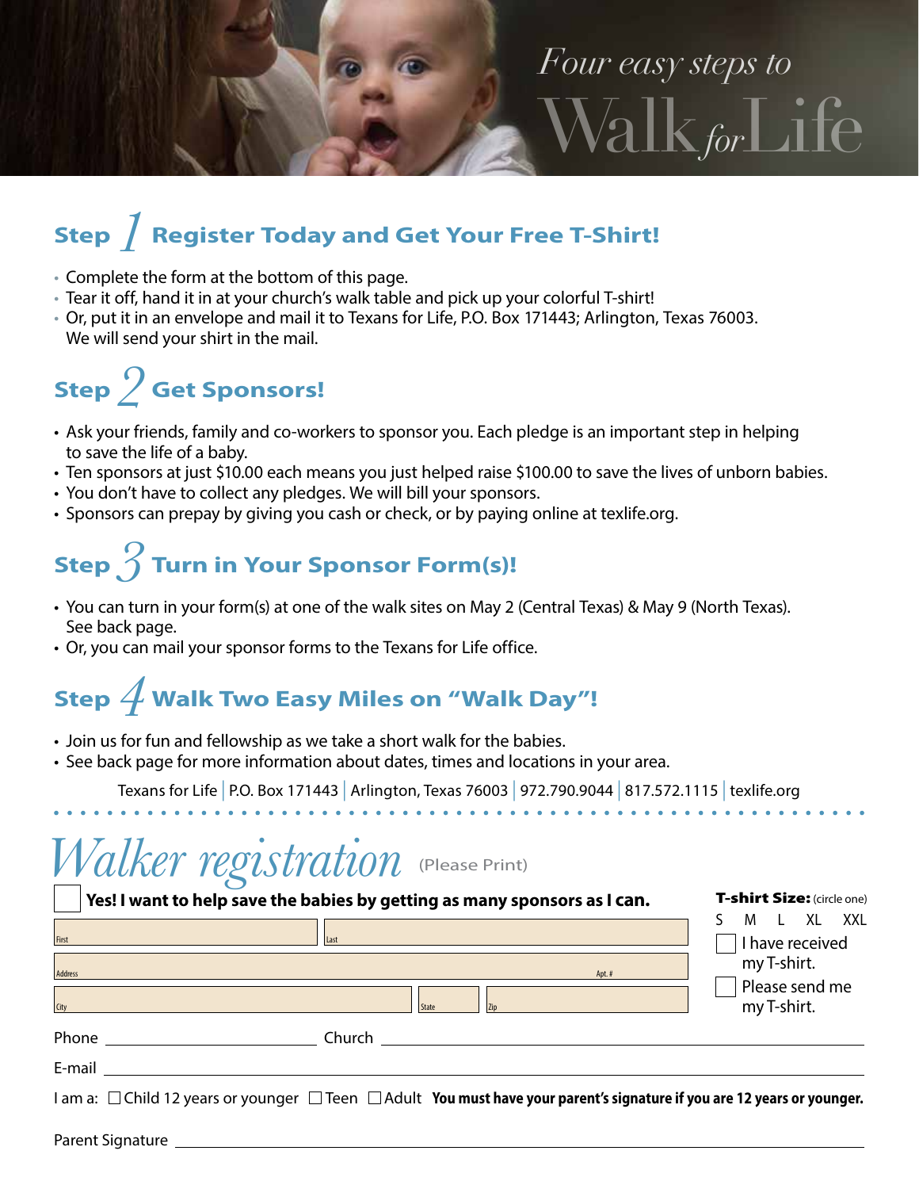# *Four easy steps to* Walk *for* Life

## Step 1 Register Today and Get Your Free T-Shirt!

- Complete the form at the bottom of this page.
- Tear it off, hand it in at your church's walk table and pick up your colorful T-shirt!
- Or, put it in an envelope and mail it to Texans for Life, P.O. Box 171443; Arlington, Texas 76003. We will send your shirt in the mail.

## Step 2 Get Sponsors!

- Ask your friends, family and co-workers to sponsor you. Each pledge is an important step in helping to save the life of a baby.
- Ten sponsors at just $10.00 each means you just helped raise $100.00 to save the lives of unborn babies.
- You don't have to collect any pledges. We will bill your sponsors.
- Sponsors can prepay by giving you cash or check, or by paying online at texlife.org.

## Step 3 Turn in Your Sponsor Form(s)!

- You can turn in your form(s) at one of the walk sites on May 2 (Central Texas) & May 9 (North Texas). See back page.
- Or, you can mail your sponsor forms to the Texans for Life office.

## Step 4 Walk Two Easy Miles on "Walk Day"!

- Join us for fun and fellowship as we take a short walk for the babies.
- See back page for more information about dates, times and locations in your area.

Texans for Life | P.O. Box 171443 | Arlington, Texas 76003 | 972.790.9044 | 817.572.1115 | texlife.org

# *Walker registration* (Please Print)

☐ **Yes! I want to help save the babies by getting as many sponsors as I can.**

First ____________ Last ____________

Address ____________ Apt. # ______

City ____________ State ______ Zip ______

**T-shirt Size:** (circle one)
S M L XL XXL

☐ I have received my T-shirt.

☐ Please send me my T-shirt.

Phone ____________ Church ____________

E-mail ____________

I am a: ☐ Child 12 years or younger ☐ Teen ☐ Adult **You must have your parent's signature if you are 12 years or younger.**

Parent Signature ____________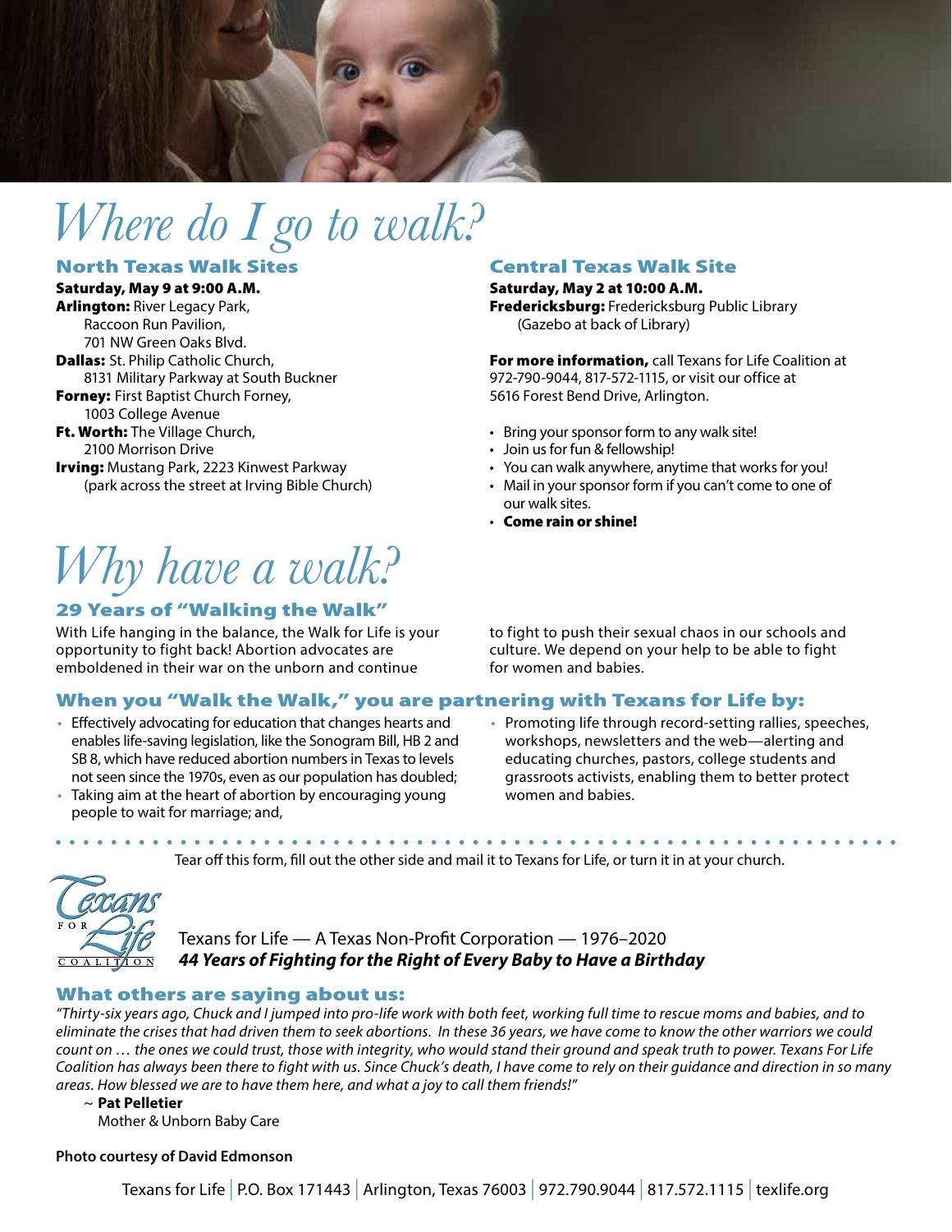# *Where do I go to walk?*

## North Texas Walk Sites

**Saturday, May 9 at 9:00 A.M.**

**Arlington:** River Legacy Park, Raccoon Run Pavilion, 701 NW Green Oaks Blvd.

**Dallas:** St. Philip Catholic Church, 8131 Military Parkway at South Buckner

**Forney:** First Baptist Church Forney, 1003 College Avenue

**Ft. Worth:** The Village Church, 2100 Morrison Drive

**Irving:** Mustang Park, 2223 Kinwest Parkway (park across the street at Irving Bible Church)

## Central Texas Walk Site

**Saturday, May 2 at 10:00 A.M.**

**Fredericksburg:** Fredericksburg Public Library (Gazebo at back of Library)

**For more information,** call Texans for Life Coalition at 972-790-9044, 817-572-1115, or visit our office at 5616 Forest Bend Drive, Arlington.

- Bring your sponsor form to any walk site!
- Join us for fun & fellowship!
- You can walk anywhere, anytime that works for you!
- Mail in your sponsor form if you can't come to one of our walk sites.
- **Come rain or shine!**

# *Why have a walk?*

## 29 Years of "Walking the Walk"

With Life hanging in the balance, the Walk for Life is your opportunity to fight back! Abortion advocates are emboldened in their war on the unborn and continue to fight to push their sexual chaos in our schools and culture. We depend on your help to be able to fight for women and babies.

## When you "Walk the Walk," you are partnering with Texans for Life by:

- Effectively advocating for education that changes hearts and enables life-saving legislation, like the Sonogram Bill, HB 2 and SB 8, which have reduced abortion numbers in Texas to levels not seen since the 1970s, even as our population has doubled;
- Taking aim at the heart of abortion by encouraging young people to wait for marriage; and,
- Promoting life through record-setting rallies, speeches, workshops, newsletters and the web—alerting and educating churches, pastors, college students and grassroots activists, enabling them to better protect women and babies.

Tear off this form, fill out the other side and mail it to Texans for Life, or turn in it at your church.

Texans for Life Coalition

Texans for Life — A Texas Non-Profit Corporation — 1976–2020

***44 Years of Fighting for the Right of Every Baby to Have a Birthday***

## What others are saying about us:

*"Thirty-six years ago, Chuck and I jumped into pro-life work with both feet, working full time to rescue moms and babies, and to eliminate the crises that had driven them to seek abortions. In these 36 years, we have come to know the other warriors we could count on … the ones we could trust, those with integrity, who would stand their ground and speak truth to power. Texans For Life Coalition has always been there to fight with us. Since Chuck's death, I have come to rely on their guidance and direction in so many areas. How blessed we are to have them here, and what a joy to call them friends!"*

~ **Pat Pelletier**
Mother & Unborn Baby Care

**Photo courtesy of David Edmonson**

Texans for Life | P.O. Box 171443 | Arlington, Texas 76003 | 972.790.9044 | 817.572.1115 | texlife.org